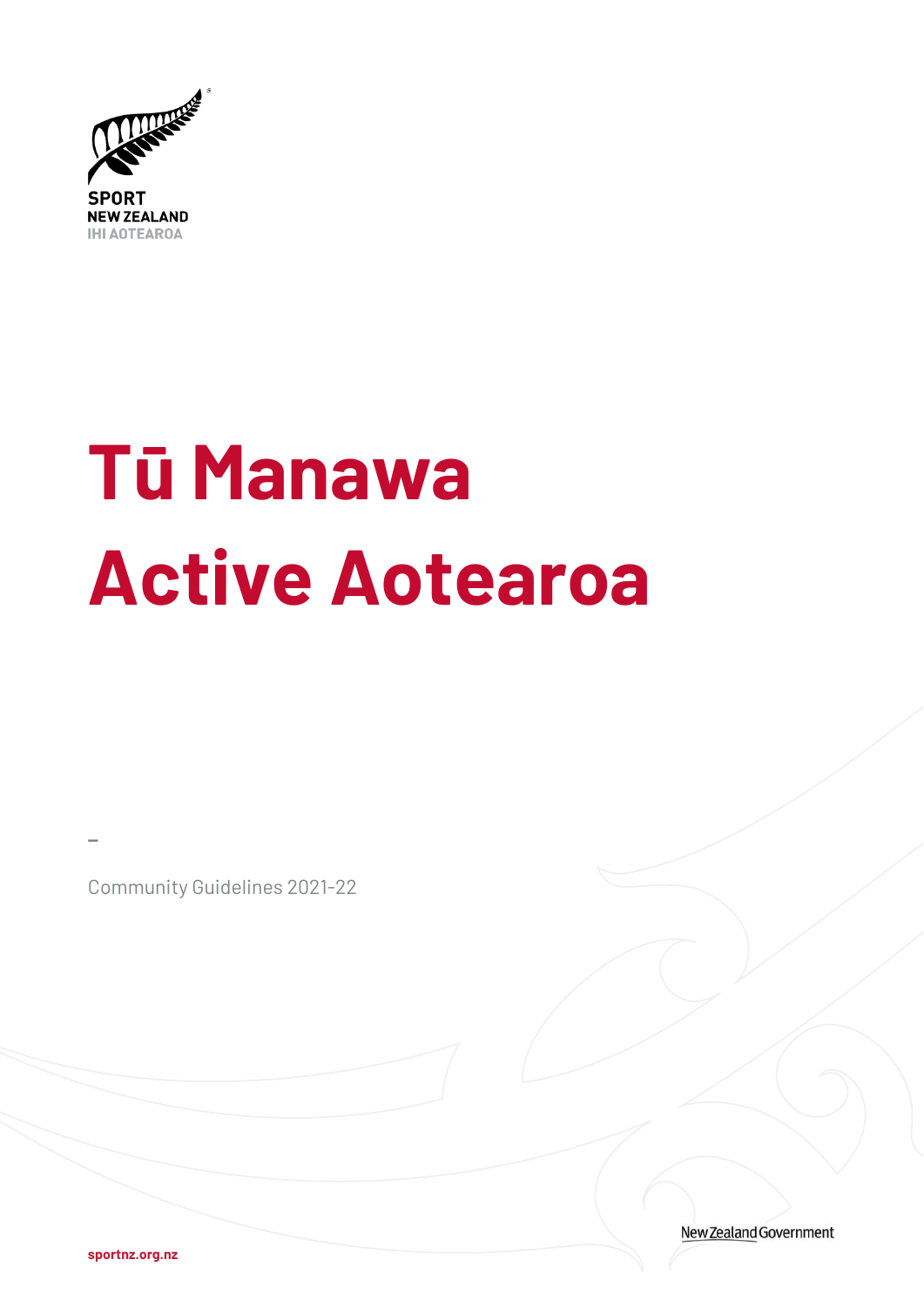SPORT
NEW ZEALAND
IHI AOTEAROA

# Tū Manawa Active Aotearoa

–

Community Guidelines 2021-22

New Zealand Government

sportnz.org.nz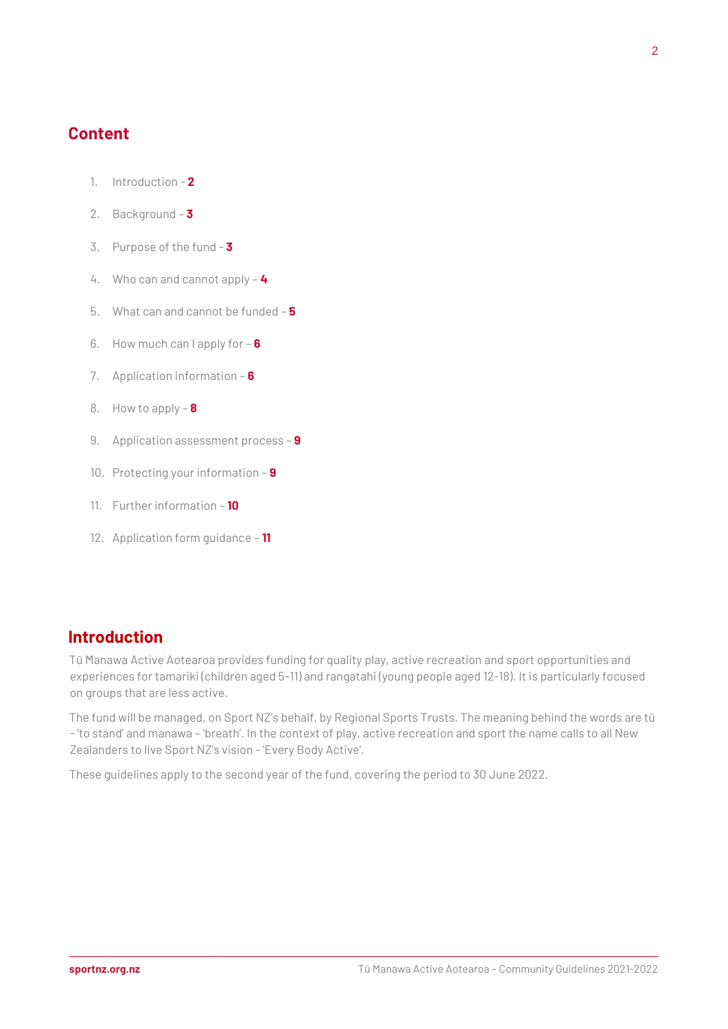## Content

1. Introduction - **2**
2. Background - **3**
3. Purpose of the fund - **3**
4. Who can and cannot apply – **4**
5. What can and cannot be funded – **5**
6. How much can I apply for – **6**
7. Application information – **6**
8. How to apply – **8**
9. Application assessment process – **9**
10. Protecting your information – **9**
11. Further information – **10**
12. Application form guidance – **11**

## Introduction

Tū Manawa Active Aotearoa provides funding for quality play, active recreation and sport opportunities and experiences for tamariki (children aged 5-11) and rangatahi (young people aged 12-18). It is particularly focused on groups that are less active.

The fund will be managed, on Sport NZ's behalf, by Regional Sports Trusts. The meaning behind the words are tū – 'to stand' and manawa – 'breath'. In the context of play, active recreation and sport the name calls to all New Zealanders to live Sport NZ's vision - 'Every Body Active'.

These guidelines apply to the second year of the fund, covering the period to 30 June 2022.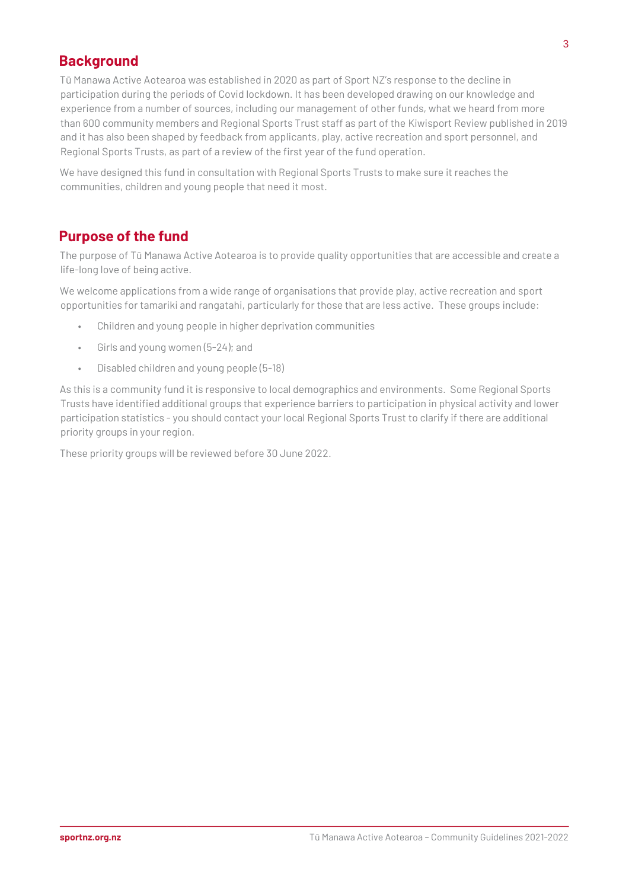## Background

Tū Manawa Active Aotearoa was established in 2020 as part of Sport NZ's response to the decline in participation during the periods of Covid lockdown. It has been developed drawing on our knowledge and experience from a number of sources, including our management of other funds, what we heard from more than 600 community members and Regional Sports Trust staff as part of the Kiwisport Review published in 2019 and it has also been shaped by feedback from applicants, play, active recreation and sport personnel, and Regional Sports Trusts, as part of a review of the first year of the fund operation.

We have designed this fund in consultation with Regional Sports Trusts to make sure it reaches the communities, children and young people that need it most.

## Purpose of the fund

The purpose of Tū Manawa Active Aotearoa is to provide quality opportunities that are accessible and create a life-long love of being active.

We welcome applications from a wide range of organisations that provide play, active recreation and sport opportunities for tamariki and rangatahi, particularly for those that are less active. These groups include:

- Children and young people in higher deprivation communities
- Girls and young women (5-24); and
- Disabled children and young people (5-18)

As this is a community fund it is responsive to local demographics and environments. Some Regional Sports Trusts have identified additional groups that experience barriers to participation in physical activity and lower participation statistics - you should contact your local Regional Sports Trust to clarify if there are additional priority groups in your region.

These priority groups will be reviewed before 30 June 2022.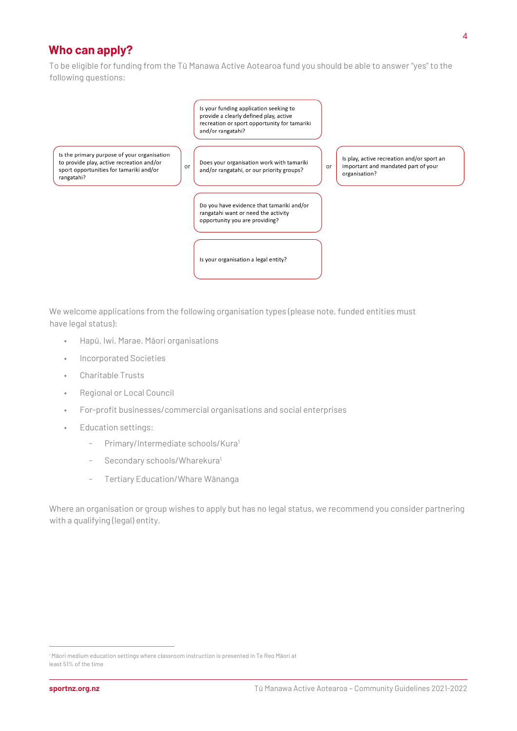## Who can apply?

To be eligible for funding from the Tū Manawa Active Aotearoa fund you should be able to answer "yes" to the following questions:

- Is your funding application seeking to provide a clearly defined play, active recreation or sport opportunity for tamariki and/or rangatahi?
- Is the primary purpose of your organisation to provide play, active recreation and/or sport opportunities for tamariki and/or rangatahi? **or** Does your organisation work with tamariki and/or rangatahi, or our priority groups? **or** Is play, active recreation and/or sport an important and mandated part of your organisation?
- Do you have evidence that tamariki and/or rangatahi want or need the activity opportunity you are providing?
- Is your organisation a legal entity?

We welcome applications from the following organisation types (please note, funded entities must have legal status):

- Hapū, Iwi, Marae, Māori organisations
- Incorporated Societies
- Charitable Trusts
- Regional or Local Council
- For-profit businesses/commercial organisations and social enterprises
- Education settings:
  - Primary/Intermediate schools/Kura[1]
  - Secondary schools/Wharekura[1]
  - Tertiary Education/Whare Wānanga

Where an organisation or group wishes to apply but has no legal status, we recommend you consider partnering with a qualifying (legal) entity.

[1] Māori medium education settings where classroom instruction is presented in Te Reo Māori at least 51% of the time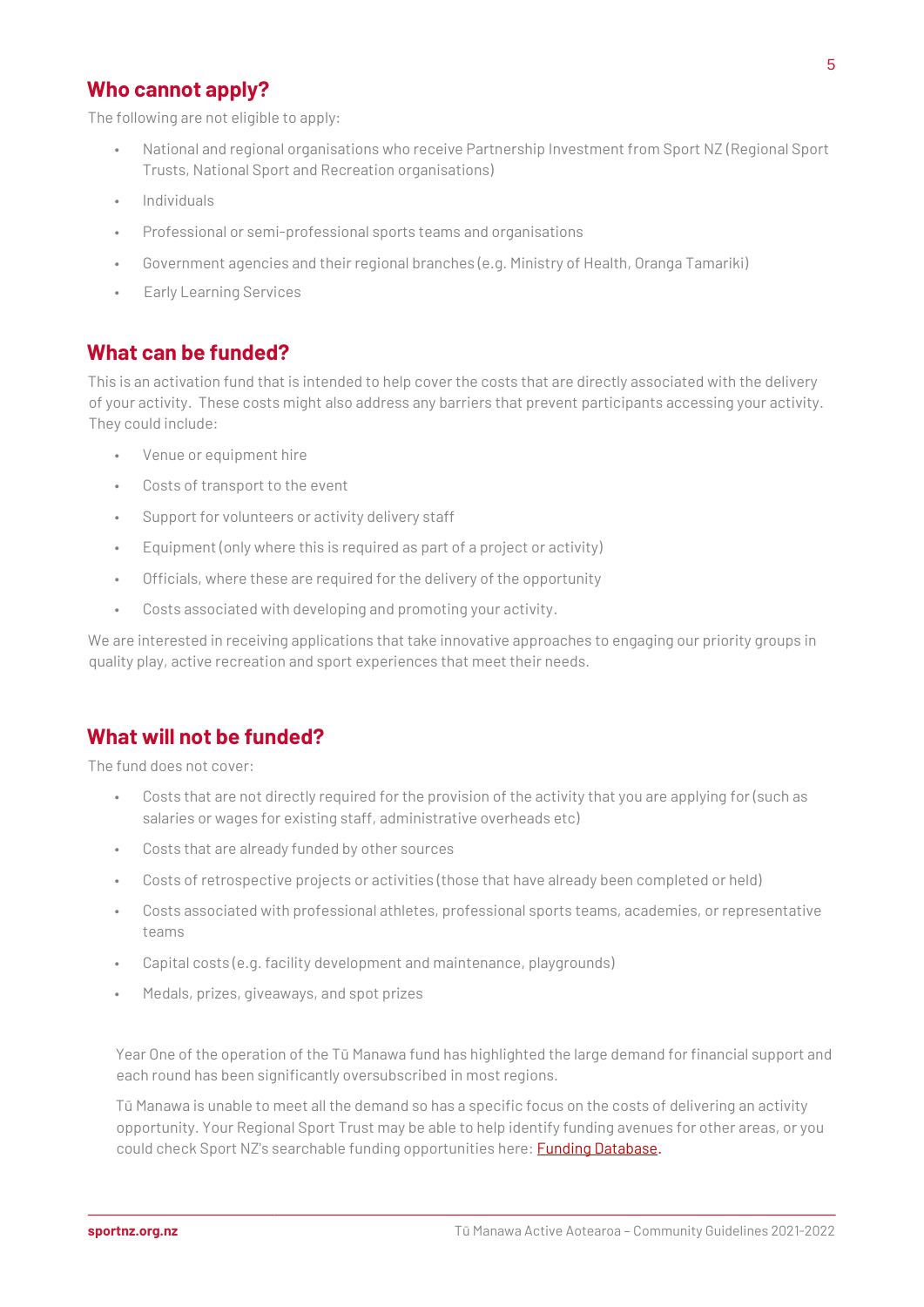## Who cannot apply?

The following are not eligible to apply:

- National and regional organisations who receive Partnership Investment from Sport NZ (Regional Sport Trusts, National Sport and Recreation organisations)
- Individuals
- Professional or semi-professional sports teams and organisations
- Government agencies and their regional branches (e.g. Ministry of Health, Oranga Tamariki)
- Early Learning Services

## What can be funded?

This is an activation fund that is intended to help cover the costs that are directly associated with the delivery of your activity. These costs might also address any barriers that prevent participants accessing your activity. They could include:

- Venue or equipment hire
- Costs of transport to the event
- Support for volunteers or activity delivery staff
- Equipment (only where this is required as part of a project or activity)
- Officials, where these are required for the delivery of the opportunity
- Costs associated with developing and promoting your activity.

We are interested in receiving applications that take innovative approaches to engaging our priority groups in quality play, active recreation and sport experiences that meet their needs.

## What will not be funded?

The fund does not cover:

- Costs that are not directly required for the provision of the activity that you are applying for (such as salaries or wages for existing staff, administrative overheads etc)
- Costs that are already funded by other sources
- Costs of retrospective projects or activities (those that have already been completed or held)
- Costs associated with professional athletes, professional sports teams, academies, or representative teams
- Capital costs (e.g. facility development and maintenance, playgrounds)
- Medals, prizes, giveaways, and spot prizes

Year One of the operation of the Tū Manawa fund has highlighted the large demand for financial support and each round has been significantly oversubscribed in most regions.

Tū Manawa is unable to meet all the demand so has a specific focus on the costs of delivering an activity opportunity. Your Regional Sport Trust may be able to help identify funding avenues for other areas, or you could check Sport NZ's searchable funding opportunities here: Funding Database.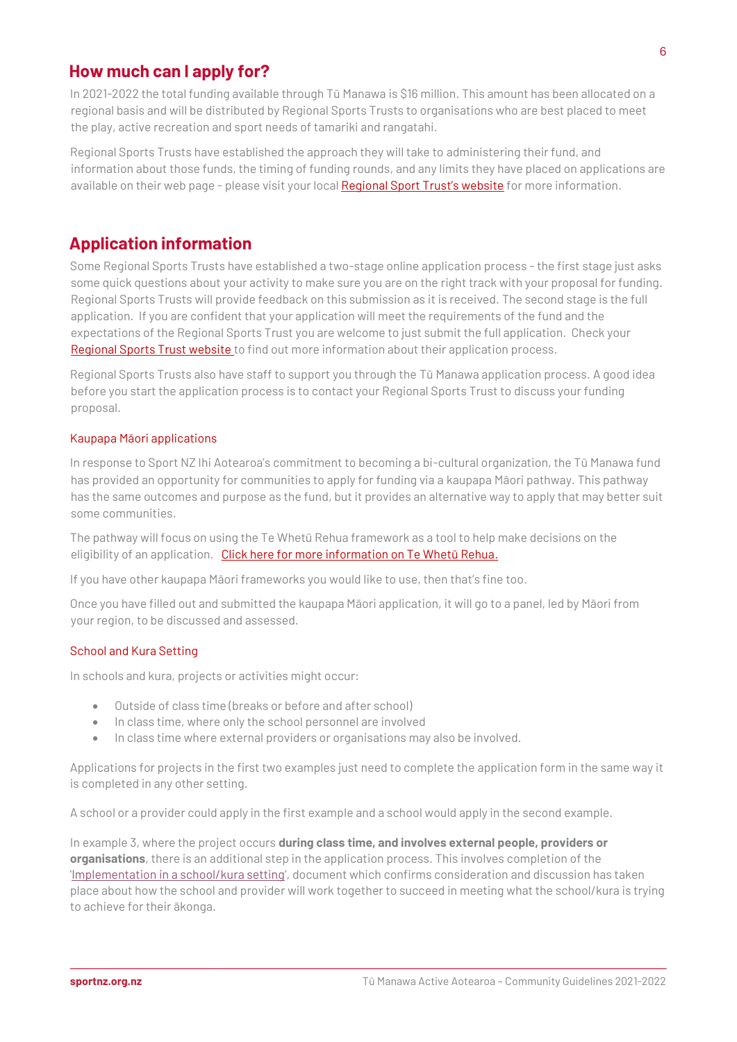## How much can I apply for?

In 2021-2022 the total funding available through Tū Manawa is $16 million. This amount has been allocated on a regional basis and will be distributed by Regional Sports Trusts to organisations who are best placed to meet the play, active recreation and sport needs of tamariki and rangatahi.

Regional Sports Trusts have established the approach they will take to administering their fund, and information about those funds, the timing of funding rounds, and any limits they have placed on applications are available on their web page - please visit your local Regional Sport Trust's website for more information.

## Application information

Some Regional Sports Trusts have established a two-stage online application process – the first stage just asks some quick questions about your activity to make sure you are on the right track with your proposal for funding. Regional Sports Trusts will provide feedback on this submission as it is received. The second stage is the full application. If you are confident that your application will meet the requirements of the fund and the expectations of the Regional Sports Trust you are welcome to just submit the full application. Check your Regional Sports Trust website to find out more information about their application process.

Regional Sports Trusts also have staff to support you through the Tū Manawa application process. A good idea before you start the application process is to contact your Regional Sports Trust to discuss your funding proposal.

### Kaupapa Māori applications

In response to Sport NZ Ihi Aotearoa's commitment to becoming a bi-cultural organization, the Tū Manawa fund has provided an opportunity for communities to apply for funding via a kaupapa Māori pathway. This pathway has the same outcomes and purpose as the fund, but it provides an alternative way to apply that may better suit some communities.

The pathway will focus on using the Te Whetū Rehua framework as a tool to help make decisions on the eligibility of an application. Click here for more information on Te Whetū Rehua.

If you have other kaupapa Māori frameworks you would like to use, then that's fine too.

Once you have filled out and submitted the kaupapa Māori application, it will go to a panel, led by Māori from your region, to be discussed and assessed.

### School and Kura Setting

In schools and kura, projects or activities might occur:

- Outside of class time (breaks or before and after school)
- In class time, where only the school personnel are involved
- In class time where external providers or organisations may also be involved.

Applications for projects in the first two examples just need to complete the application form in the same way it is completed in any other setting.

A school or a provider could apply in the first example and a school would apply in the second example.

In example 3, where the project occurs **during class time, and involves external people, providers or organisations**, there is an additional step in the application process. This involves completion of the 'Implementation in a school/kura setting', document which confirms consideration and discussion has taken place about how the school and provider will work together to succeed in meeting what the school/kura is trying to achieve for their ākonga.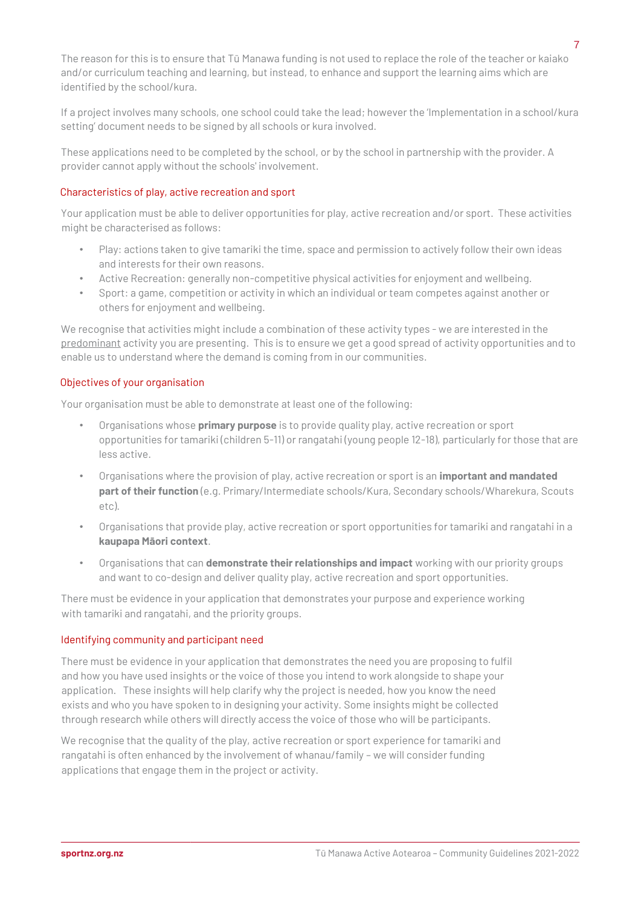The reason for this is to ensure that Tū Manawa funding is not used to replace the role of the teacher or kaiako and/or curriculum teaching and learning, but instead, to enhance and support the learning aims which are identified by the school/kura.

If a project involves many schools, one school could take the lead; however the 'Implementation in a school/kura setting' document needs to be signed by all schools or kura involved.

These applications need to be completed by the school, or by the school in partnership with the provider. A provider cannot apply without the schools' involvement.

### Characteristics of play, active recreation and sport

Your application must be able to deliver opportunities for play, active recreation and/or sport. These activities might be characterised as follows:

- Play: actions taken to give tamariki the time, space and permission to actively follow their own ideas and interests for their own reasons.
- Active Recreation: generally non-competitive physical activities for enjoyment and wellbeing.
- Sport: a game, competition or activity in which an individual or team competes against another or others for enjoyment and wellbeing.

We recognise that activities might include a combination of these activity types - we are interested in the predominant activity you are presenting. This is to ensure we get a good spread of activity opportunities and to enable us to understand where the demand is coming from in our communities.

### Objectives of your organisation

Your organisation must be able to demonstrate at least one of the following:

- Organisations whose **primary purpose** is to provide quality play, active recreation or sport opportunities for tamariki (children 5-11) or rangatahi (young people 12-18), particularly for those that are less active.
- Organisations where the provision of play, active recreation or sport is an **important and mandated part of their function** (e.g. Primary/Intermediate schools/Kura, Secondary schools/Wharekura, Scouts etc).
- Organisations that provide play, active recreation or sport opportunities for tamariki and rangatahi in a **kaupapa Māori context**.
- Organisations that can **demonstrate their relationships and impact** working with our priority groups and want to co-design and deliver quality play, active recreation and sport opportunities.

There must be evidence in your application that demonstrates your purpose and experience working with tamariki and rangatahi, and the priority groups.

### Identifying community and participant need

There must be evidence in your application that demonstrates the need you are proposing to fulfil and how you have used insights or the voice of those you intend to work alongside to shape your application. These insights will help clarify why the project is needed, how you know the need exists and who you have spoken to in designing your activity. Some insights might be collected through research while others will directly access the voice of those who will be participants.

We recognise that the quality of the play, active recreation or sport experience for tamariki and rangatahi is often enhanced by the involvement of whanau/family – we will consider funding applications that engage them in the project or activity.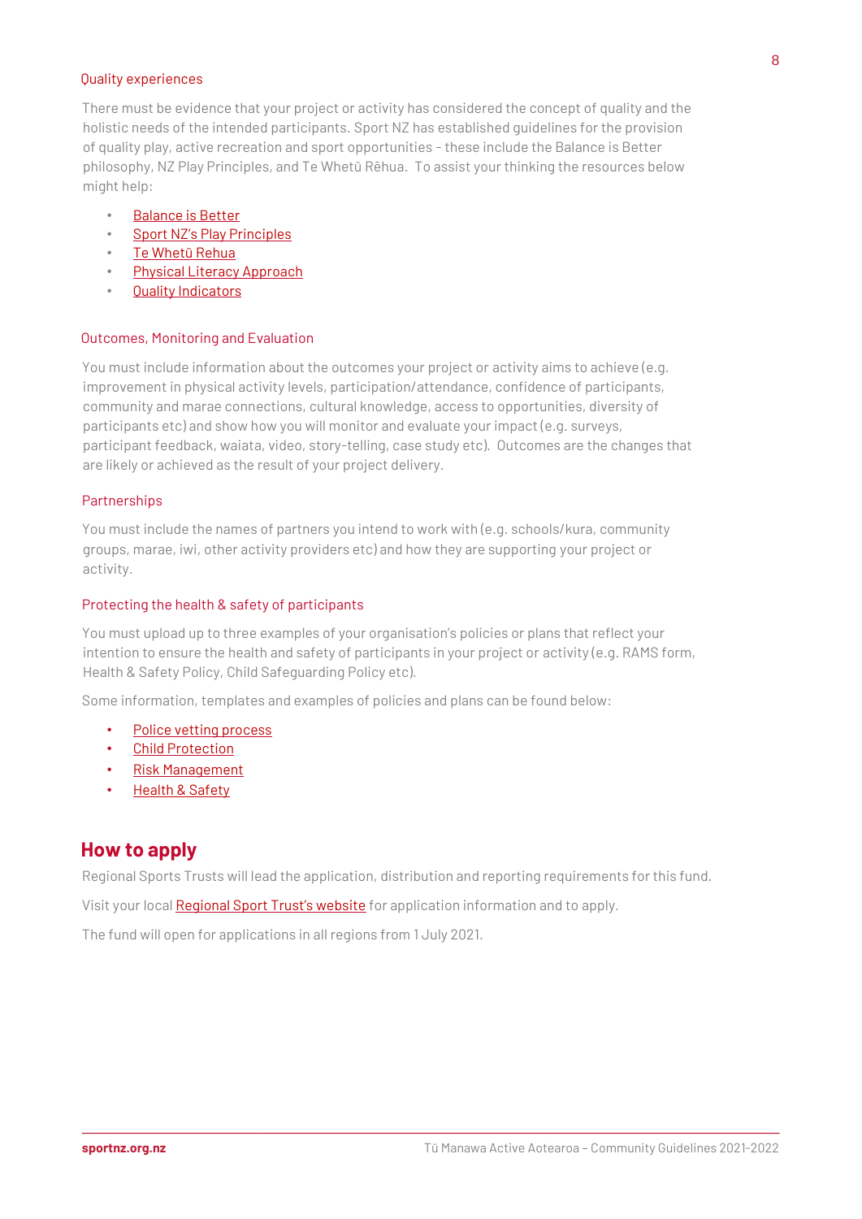### Quality experiences

There must be evidence that your project or activity has considered the concept of quality and the holistic needs of the intended participants. Sport NZ has established guidelines for the provision of quality play, active recreation and sport opportunities - these include the Balance is Better philosophy, NZ Play Principles, and Te Whetū Rēhua. To assist your thinking the resources below might help:

- Balance is Better
- Sport NZ's Play Principles
- Te Whetū Rehua
- Physical Literacy Approach
- Quality Indicators

### Outcomes, Monitoring and Evaluation

You must include information about the outcomes your project or activity aims to achieve (e.g. improvement in physical activity levels, participation/attendance, confidence of participants, community and marae connections, cultural knowledge, access to opportunities, diversity of participants etc) and show how you will monitor and evaluate your impact (e.g. surveys, participant feedback, waiata, video, story-telling, case study etc). Outcomes are the changes that are likely or achieved as the result of your project delivery.

### Partnerships

You must include the names of partners you intend to work with (e.g. schools/kura, community groups, marae, iwi, other activity providers etc) and how they are supporting your project or activity.

### Protecting the health & safety of participants

You must upload up to three examples of your organisation's policies or plans that reflect your intention to ensure the health and safety of participants in your project or activity (e.g. RAMS form, Health & Safety Policy, Child Safeguarding Policy etc).

Some information, templates and examples of policies and plans can be found below:

- Police vetting process
- Child Protection
- Risk Management
- Health & Safety

## How to apply

Regional Sports Trusts will lead the application, distribution and reporting requirements for this fund.

Visit your local Regional Sport Trust's website for application information and to apply.

The fund will open for applications in all regions from 1 July 2021.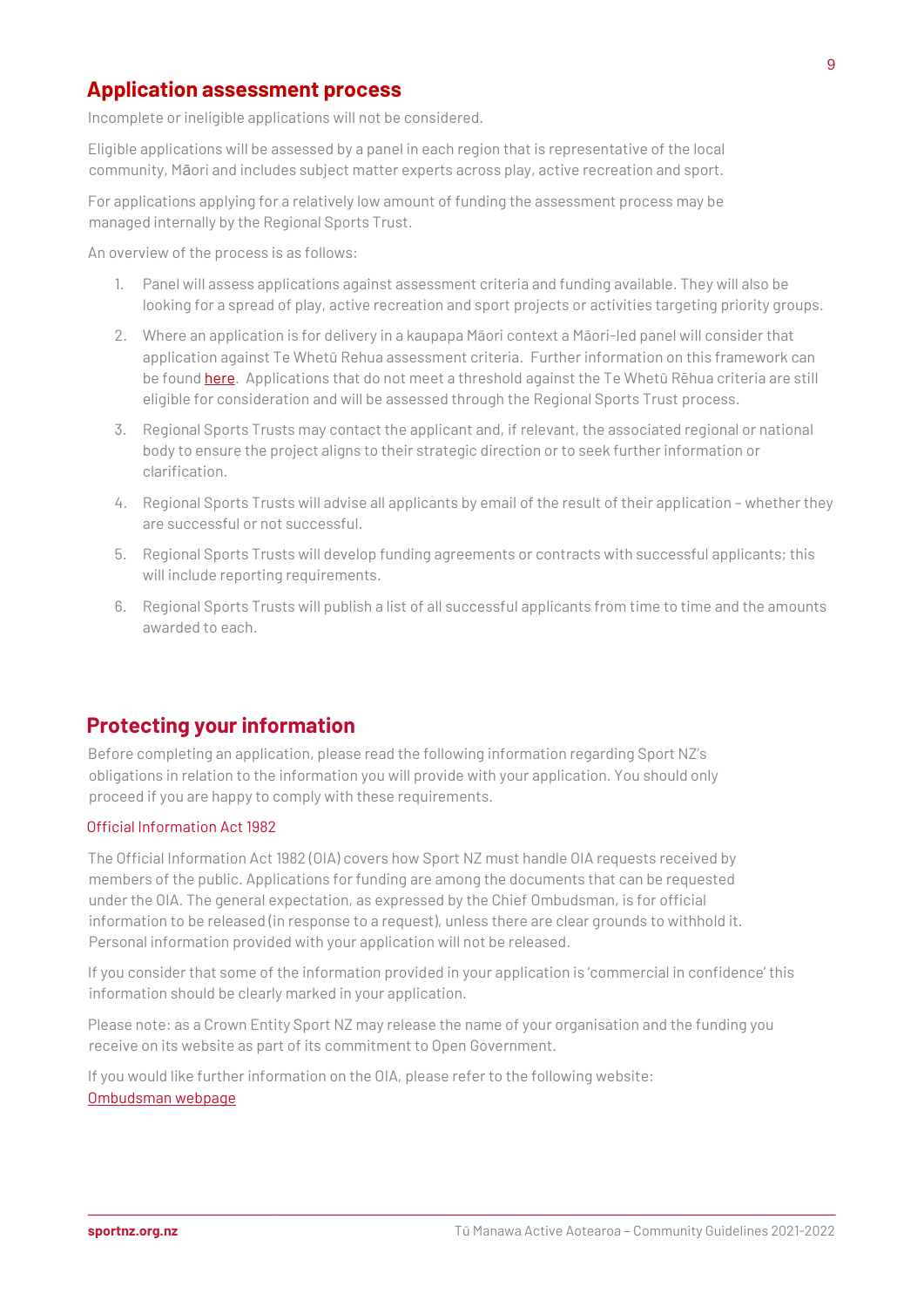## Application assessment process

Incomplete or ineligible applications will not be considered.

Eligible applications will be assessed by a panel in each region that is representative of the local community, Māori and includes subject matter experts across play, active recreation and sport.

For applications applying for a relatively low amount of funding the assessment process may be managed internally by the Regional Sports Trust.

An overview of the process is as follows:

1. Panel will assess applications against assessment criteria and funding available. They will also be looking for a spread of play, active recreation and sport projects or activities targeting priority groups.
2. Where an application is for delivery in a kaupapa Māori context a Māori-led panel will consider that application against Te Whetū Rehua assessment criteria. Further information on this framework can be found here. Applications that do not meet a threshold against the Te Whetū Rēhua criteria are still eligible for consideration and will be assessed through the Regional Sports Trust process.
3. Regional Sports Trusts may contact the applicant and, if relevant, the associated regional or national body to ensure the project aligns to their strategic direction or to seek further information or clarification.
4. Regional Sports Trusts will advise all applicants by email of the result of their application – whether they are successful or not successful.
5. Regional Sports Trusts will develop funding agreements or contracts with successful applicants; this will include reporting requirements.
6. Regional Sports Trusts will publish a list of all successful applicants from time to time and the amounts awarded to each.

## Protecting your information

Before completing an application, please read the following information regarding Sport NZ's obligations in relation to the information you will provide with your application. You should only proceed if you are happy to comply with these requirements.

### Official Information Act 1982

The Official Information Act 1982 (OIA) covers how Sport NZ must handle OIA requests received by members of the public. Applications for funding are among the documents that can be requested under the OIA. The general expectation, as expressed by the Chief Ombudsman, is for official information to be released (in response to a request), unless there are clear grounds to withhold it. Personal information provided with your application will not be released.

If you consider that some of the information provided in your application is 'commercial in confidence' this information should be clearly marked in your application.

Please note: as a Crown Entity Sport NZ may release the name of your organisation and the funding you receive on its website as part of its commitment to Open Government.

If you would like further information on the OIA, please refer to the following website:
Ombudsman webpage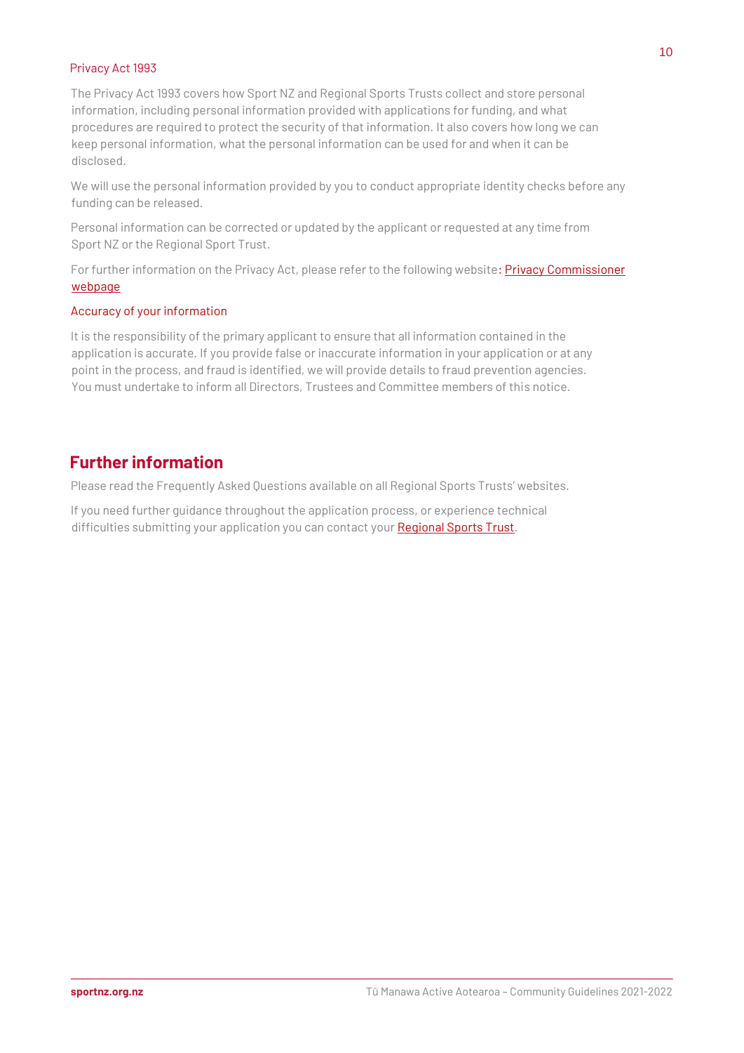### Privacy Act 1993

The Privacy Act 1993 covers how Sport NZ and Regional Sports Trusts collect and store personal information, including personal information provided with applications for funding, and what procedures are required to protect the security of that information. It also covers how long we can keep personal information, what the personal information can be used for and when it can be disclosed.

We will use the personal information provided by you to conduct appropriate identity checks before any funding can be released.

Personal information can be corrected or updated by the applicant or requested at any time from Sport NZ or the Regional Sport Trust.

For further information on the Privacy Act, please refer to the following website: Privacy Commissioner webpage

### Accuracy of your information

It is the responsibility of the primary applicant to ensure that all information contained in the application is accurate. If you provide false or inaccurate information in your application or at any point in the process, and fraud is identified, we will provide details to fraud prevention agencies. You must undertake to inform all Directors, Trustees and Committee members of this notice.

## Further information

Please read the Frequently Asked Questions available on all Regional Sports Trusts' websites.

If you need further guidance throughout the application process, or experience technical difficulties submitting your application you can contact your Regional Sports Trust.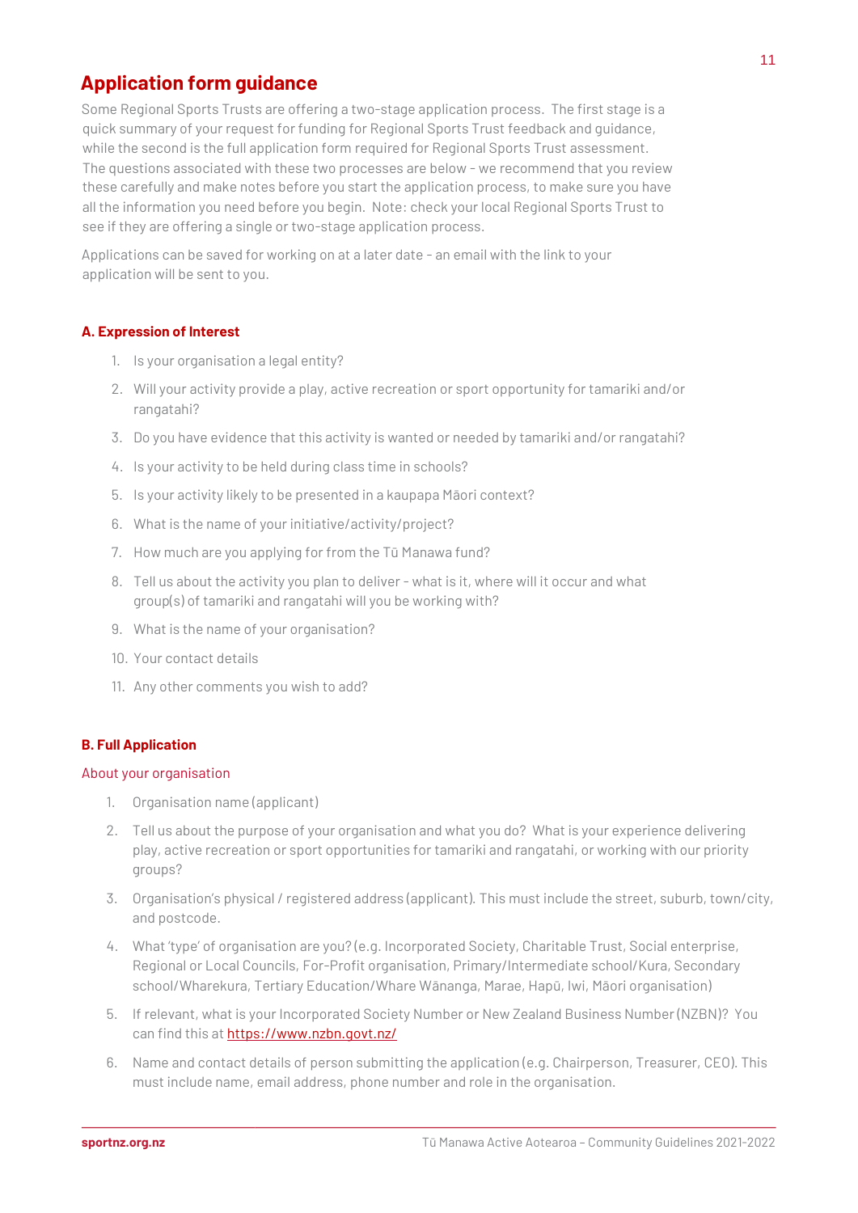## Application form guidance

Some Regional Sports Trusts are offering a two-stage application process. The first stage is a quick summary of your request for funding for Regional Sports Trust feedback and guidance, while the second is the full application form required for Regional Sports Trust assessment. The questions associated with these two processes are below - we recommend that you review these carefully and make notes before you start the application process, to make sure you have all the information you need before you begin. Note: check your local Regional Sports Trust to see if they are offering a single or two-stage application process.

Applications can be saved for working on at a later date - an email with the link to your application will be sent to you.

### A. Expression of Interest

1. Is your organisation a legal entity?
2. Will your activity provide a play, active recreation or sport opportunity for tamariki and/or rangatahi?
3. Do you have evidence that this activity is wanted or needed by tamariki and/or rangatahi?
4. Is your activity to be held during class time in schools?
5. Is your activity likely to be presented in a kaupapa Māori context?
6. What is the name of your initiative/activity/project?
7. How much are you applying for from the Tū Manawa fund?
8. Tell us about the activity you plan to deliver - what is it, where will it occur and what group(s) of tamariki and rangatahi will you be working with?
9. What is the name of your organisation?
10. Your contact details
11. Any other comments you wish to add?

### B. Full Application

#### About your organisation

1. Organisation name (applicant)
2. Tell us about the purpose of your organisation and what you do? What is your experience delivering play, active recreation or sport opportunities for tamariki and rangatahi, or working with our priority groups?
3. Organisation's physical / registered address (applicant). This must include the street, suburb, town/city, and postcode.
4. What 'type' of organisation are you? (e.g. Incorporated Society, Charitable Trust, Social enterprise, Regional or Local Councils, For-Profit organisation, Primary/Intermediate school/Kura, Secondary school/Wharekura, Tertiary Education/Whare Wānanga, Marae, Hapū, Iwi, Māori organisation)
5. If relevant, what is your Incorporated Society Number or New Zealand Business Number (NZBN)? You can find this at [https://www.nzbn.govt.nz/](https://www.nzbn.govt.nz/)
6. Name and contact details of person submitting the application (e.g. Chairperson, Treasurer, CEO). This must include name, email address, phone number and role in the organisation.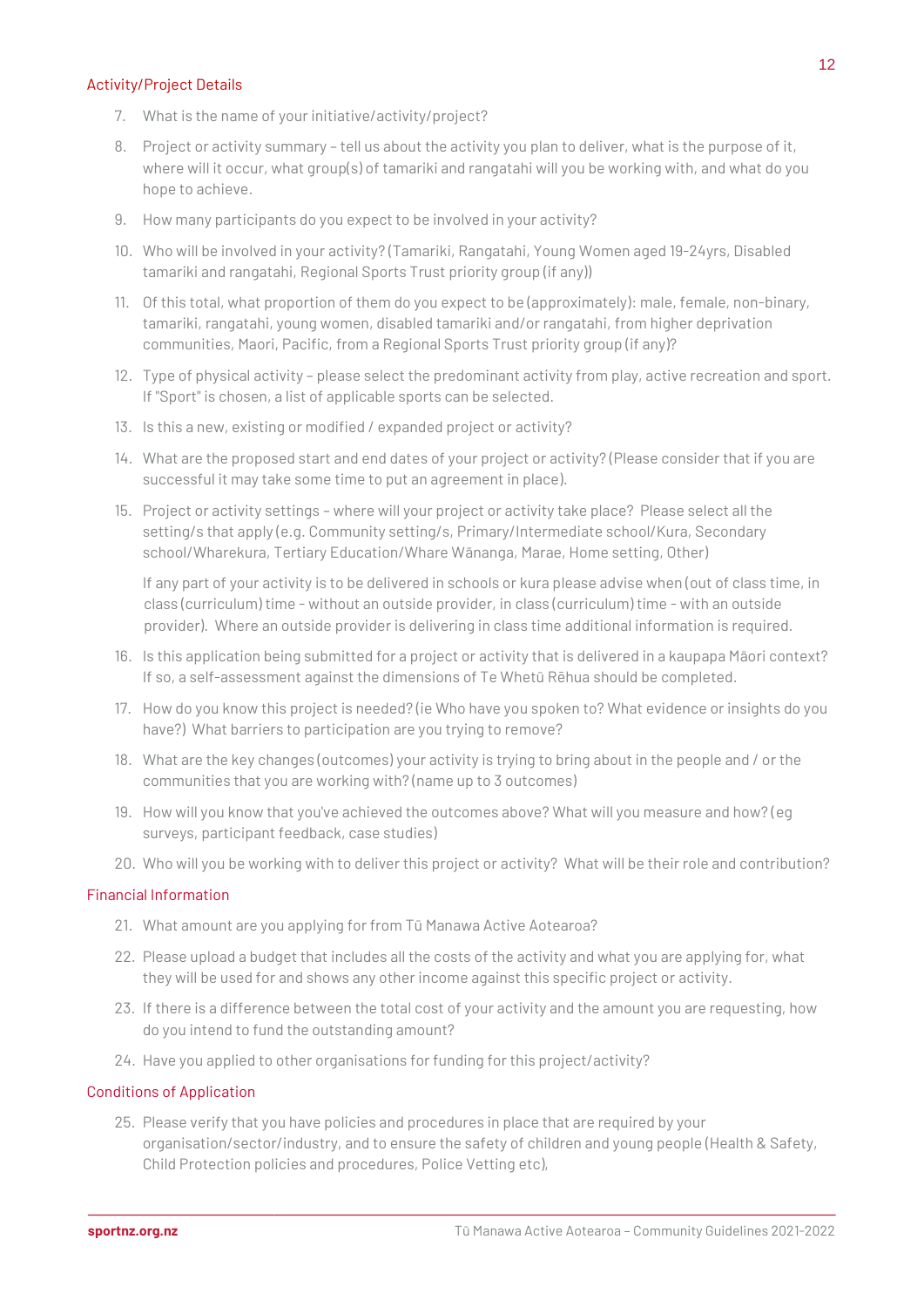## Activity/Project Details

7. What is the name of your initiative/activity/project?
8. Project or activity summary – tell us about the activity you plan to deliver, what is the purpose of it, where will it occur, what group(s) of tamariki and rangatahi will you be working with, and what do you hope to achieve.
9. How many participants do you expect to be involved in your activity?
10. Who will be involved in your activity? (Tamariki, Rangatahi, Young Women aged 19-24yrs, Disabled tamariki and rangatahi, Regional Sports Trust priority group (if any))
11. Of this total, what proportion of them do you expect to be (approximately): male, female, non-binary, tamariki, rangatahi, young women, disabled tamariki and/or rangatahi, from higher deprivation communities, Maori, Pacific, from a Regional Sports Trust priority group (if any)?
12. Type of physical activity – please select the predominant activity from play, active recreation and sport. If "Sport" is chosen, a list of applicable sports can be selected.
13. Is this a new, existing or modified / expanded project or activity?
14. What are the proposed start and end dates of your project or activity? (Please consider that if you are successful it may take some time to put an agreement in place).
15. Project or activity settings – where will your project or activity take place? Please select all the setting/s that apply (e.g. Community setting/s, Primary/Intermediate school/Kura, Secondary school/Wharekura, Tertiary Education/Whare Wānanga, Marae, Home setting, Other)

    If any part of your activity is to be delivered in schools or kura please advise when (out of class time, in class (curriculum) time - without an outside provider, in class (curriculum) time - with an outside provider). Where an outside provider is delivering in class time additional information is required.
16. Is this application being submitted for a project or activity that is delivered in a kaupapa Māori context? If so, a self-assessment against the dimensions of Te Whetū Rēhua should be completed.
17. How do you know this project is needed? (ie Who have you spoken to? What evidence or insights do you have?) What barriers to participation are you trying to remove?
18. What are the key changes (outcomes) your activity is trying to bring about in the people and / or the communities that you are working with? (name up to 3 outcomes)
19. How will you know that you've achieved the outcomes above? What will you measure and how? (eg surveys, participant feedback, case studies)
20. Who will you be working with to deliver this project or activity? What will be their role and contribution?

## Financial Information

21. What amount are you applying for from Tū Manawa Active Aotearoa?
22. Please upload a budget that includes all the costs of the activity and what you are applying for, what they will be used for and shows any other income against this specific project or activity.
23. If there is a difference between the total cost of your activity and the amount you are requesting, how do you intend to fund the outstanding amount?
24. Have you applied to other organisations for funding for this project/activity?

## Conditions of Application

25. Please verify that you have policies and procedures in place that are required by your organisation/sector/industry, and to ensure the safety of children and young people (Health & Safety, Child Protection policies and procedures, Police Vetting etc),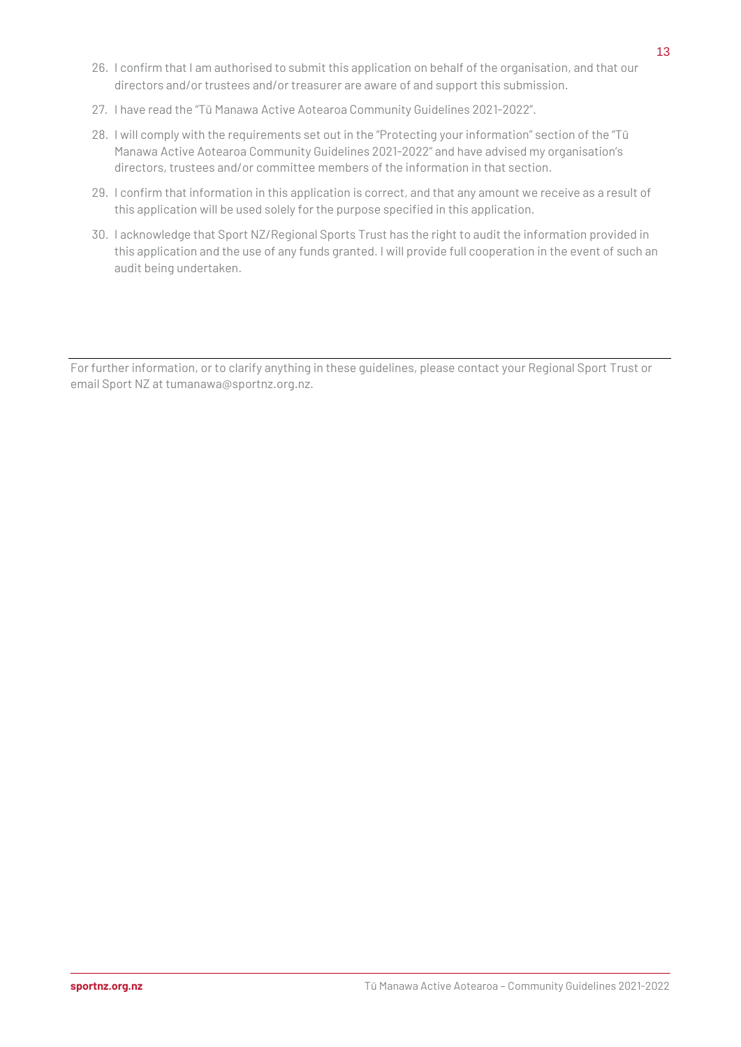26. I confirm that I am authorised to submit this application on behalf of the organisation, and that our directors and/or trustees and/or treasurer are aware of and support this submission.
27. I have read the "Tū Manawa Active Aotearoa Community Guidelines 2021-2022".
28. I will comply with the requirements set out in the "Protecting your information" section of the "Tū Manawa Active Aotearoa Community Guidelines 2021-2022" and have advised my organisation's directors, trustees and/or committee members of the information in that section.
29. I confirm that information in this application is correct, and that any amount we receive as a result of this application will be used solely for the purpose specified in this application.
30. I acknowledge that Sport NZ/Regional Sports Trust has the right to audit the information provided in this application and the use of any funds granted. I will provide full cooperation in the event of such an audit being undertaken.

---

For further information, or to clarify anything in these guidelines, please contact your Regional Sport Trust or email Sport NZ at tumanawa@sportnz.org.nz.